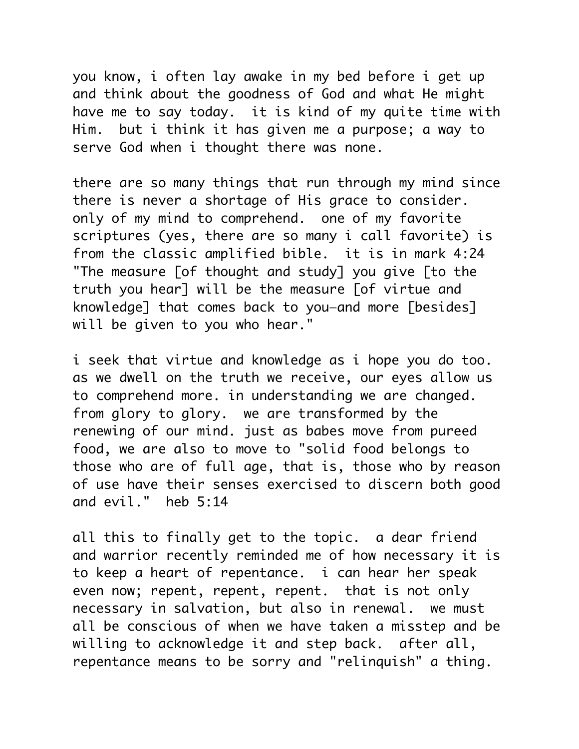you know, i often lay awake in my bed before i get up and think about the goodness of God and what He might have me to say today. it is kind of my quite time with Him. but i think it has given me a purpose; a way to serve God when i thought there was none.

there are so many things that run through my mind since there is never a shortage of His grace to consider. only of my mind to comprehend. one of my favorite scriptures (yes, there are so many i call favorite) is from the classic amplified bible. it is in mark 4:24 "The measure [of thought and study] you give [to the truth you hear] will be the measure [of virtue and knowledge] that comes back to you—and more [besides] will be given to you who hear."

i seek that virtue and knowledge as i hope you do too. as we dwell on the truth we receive, our eyes allow us to comprehend more. in understanding we are changed. from glory to glory. we are transformed by the renewing of our mind. just as babes move from pureed food, we are also to move to "solid food belongs to those who are of full age, that is, those who by reason of use have their senses exercised to discern both good and evil." heb 5:14

all this to finally get to the topic. a dear friend and warrior recently reminded me of how necessary it is to keep a heart of repentance. i can hear her speak even now; repent, repent, repent. that is not only necessary in salvation, but also in renewal. we must all be conscious of when we have taken a misstep and be willing to acknowledge it and step back. after all, repentance means to be sorry and "relinquish" a thing.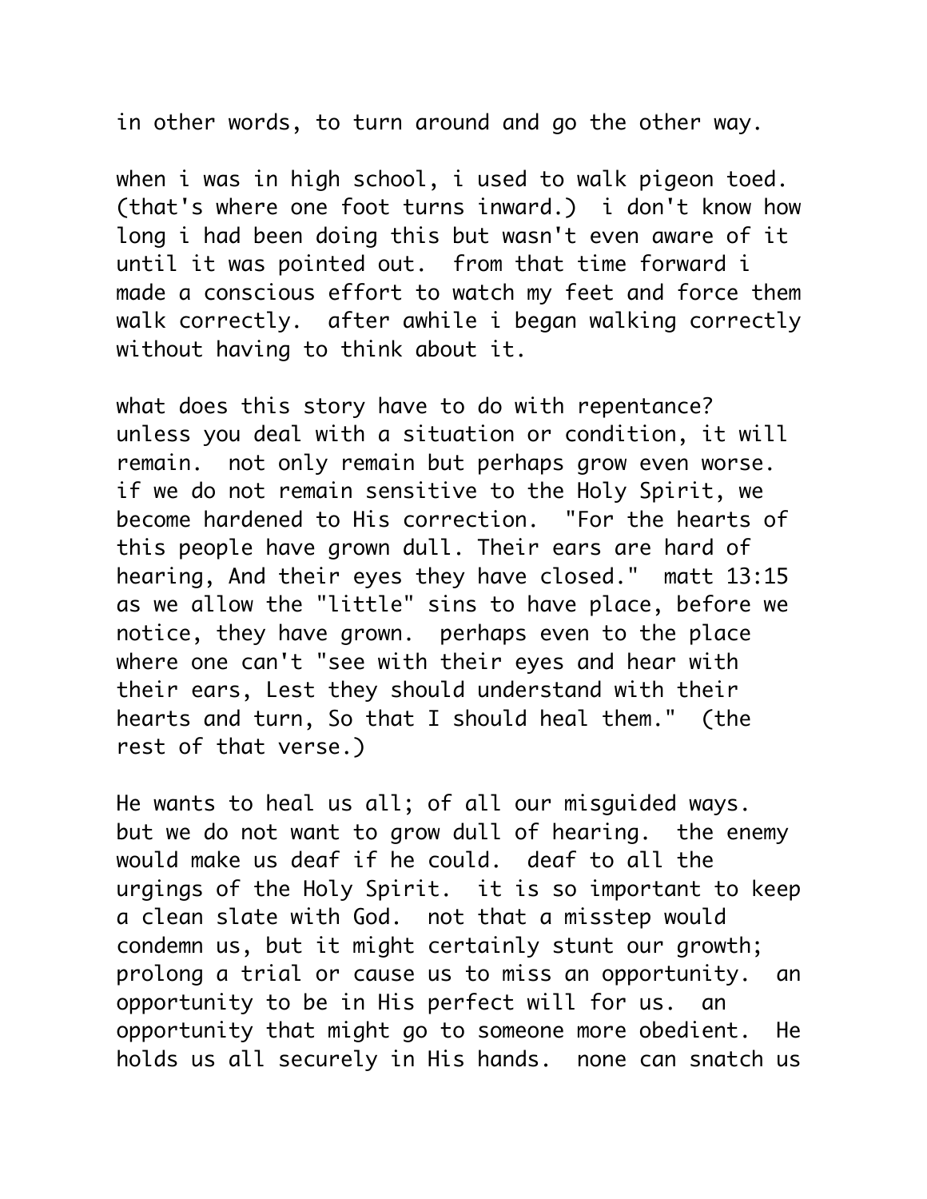in other words, to turn around and go the other way.

when i was in high school, i used to walk pigeon toed. (that's where one foot turns inward.) i don't know how long i had been doing this but wasn't even aware of it until it was pointed out. from that time forward i made a conscious effort to watch my feet and force them walk correctly. after awhile i began walking correctly without having to think about it.

what does this story have to do with repentance? unless you deal with a situation or condition, it will remain. not only remain but perhaps grow even worse. if we do not remain sensitive to the Holy Spirit, we become hardened to His correction. "For the hearts of this people have grown dull. Their ears are hard of hearing, And their eyes they have closed." matt 13:15 as we allow the "little" sins to have place, before we notice, they have grown. perhaps even to the place where one can't "see with their eyes and hear with their ears, Lest they should understand with their hearts and turn, So that I should heal them." (the rest of that verse.)

He wants to heal us all; of all our misguided ways. but we do not want to grow dull of hearing. the enemy would make us deaf if he could. deaf to all the urgings of the Holy Spirit. it is so important to keep a clean slate with God. not that a misstep would condemn us, but it might certainly stunt our growth; prolong a trial or cause us to miss an opportunity. an opportunity to be in His perfect will for us. an opportunity that might go to someone more obedient. He holds us all securely in His hands. none can snatch us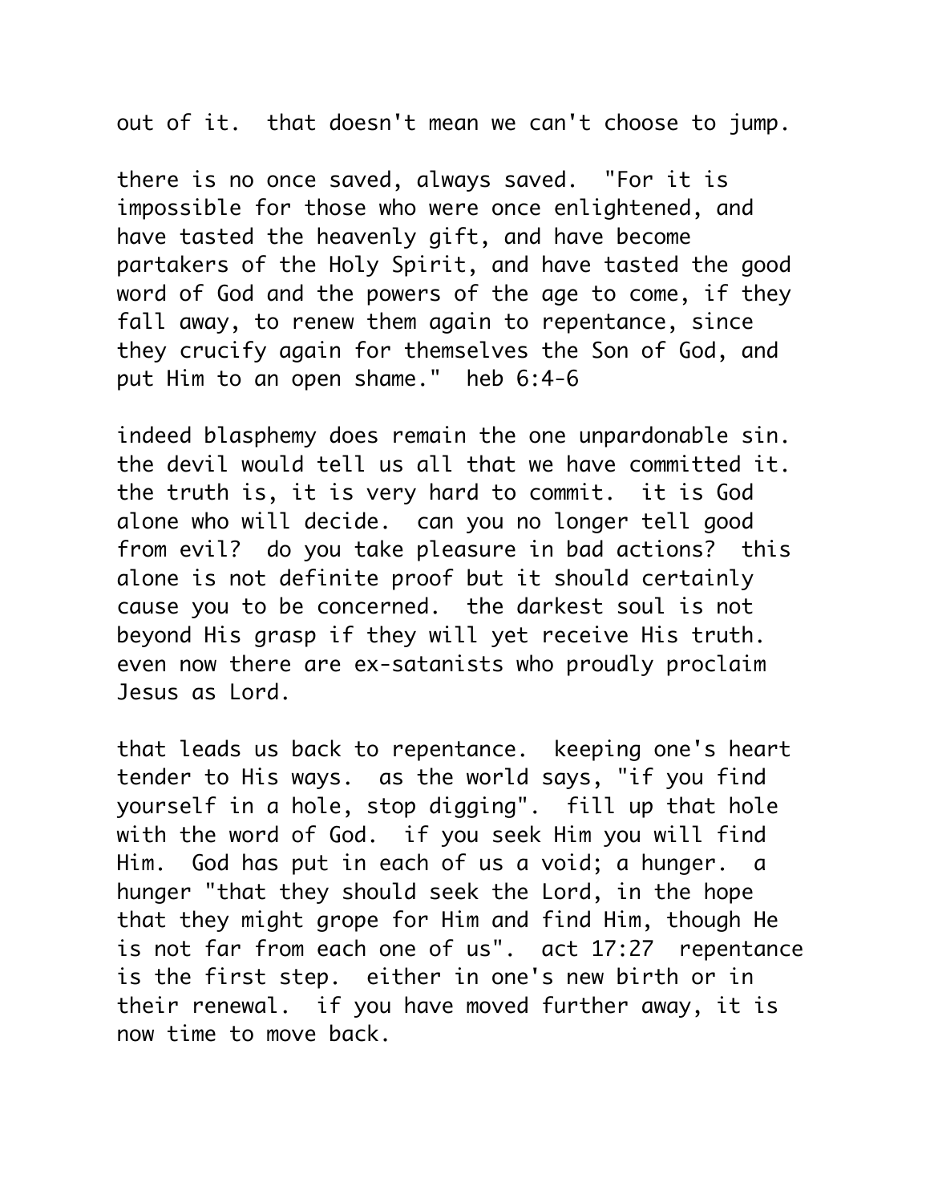out of it. that doesn't mean we can't choose to jump.

there is no once saved, always saved. "For it is impossible for those who were once enlightened, and have tasted the heavenly gift, and have become partakers of the Holy Spirit, and have tasted the good word of God and the powers of the age to come, if they fall away, to renew them again to repentance, since they crucify again for themselves the Son of God, and put Him to an open shame." heb 6:4-6

indeed blasphemy does remain the one unpardonable sin. the devil would tell us all that we have committed it. the truth is, it is very hard to commit. it is God alone who will decide. can you no longer tell good from evil? do you take pleasure in bad actions? this alone is not definite proof but it should certainly cause you to be concerned. the darkest soul is not beyond His grasp if they will yet receive His truth. even now there are ex-satanists who proudly proclaim Jesus as Lord.

that leads us back to repentance. keeping one's heart tender to His ways. as the world says, "if you find yourself in a hole, stop digging". fill up that hole with the word of God. if you seek Him you will find Him. God has put in each of us a void; a hunger. a hunger "that they should seek the Lord, in the hope that they might grope for Him and find Him, though He is not far from each one of us". act 17:27 repentance is the first step. either in one's new birth or in their renewal. if you have moved further away, it is now time to move back.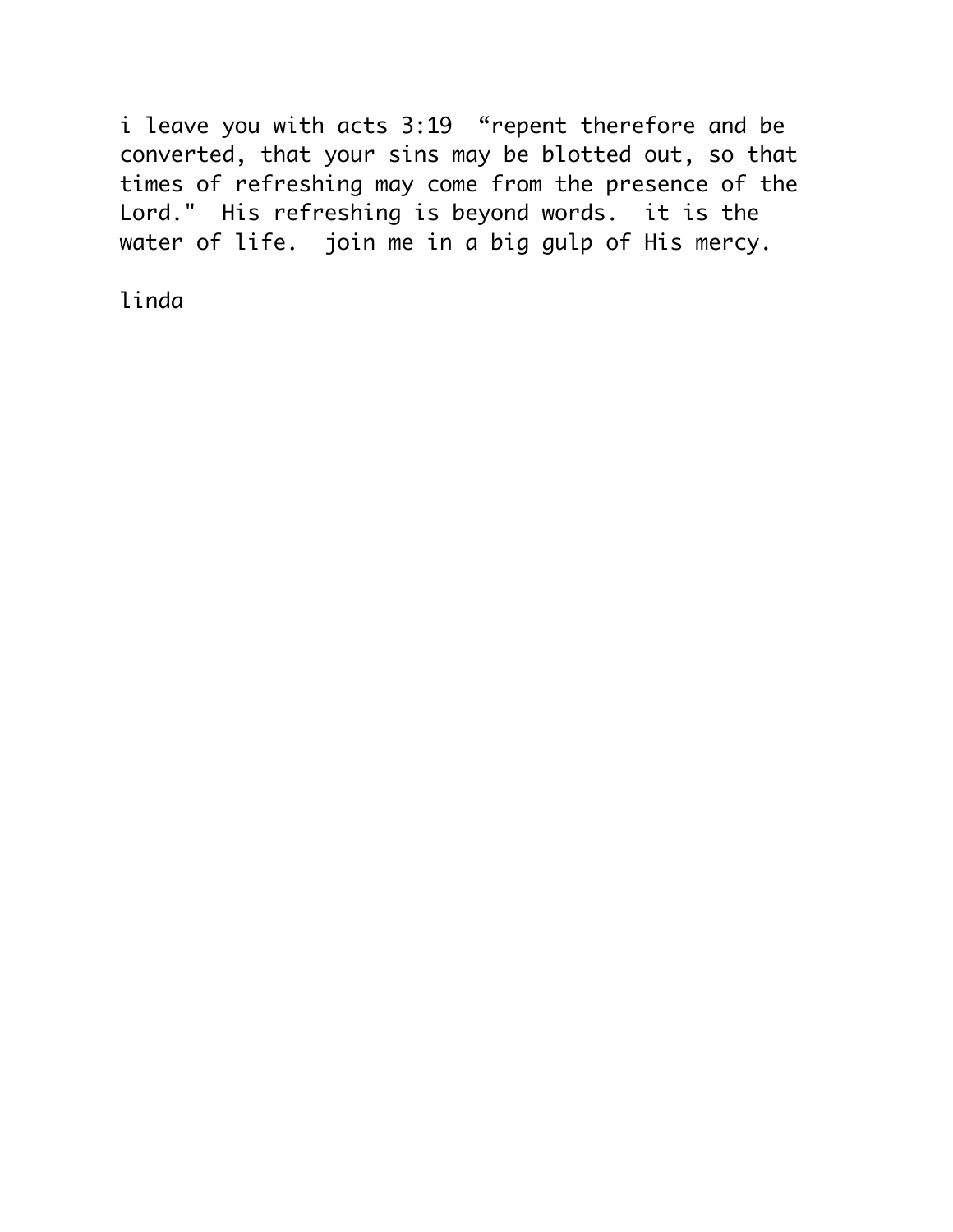i leave you with acts 3:19  “repent therefore and be converted, that your sins may be blotted out, so that times of refreshing may come from the presence of the Lord."  His refreshing is beyond words.  it is the water of life.  join me in a big gulp of His mercy.

linda